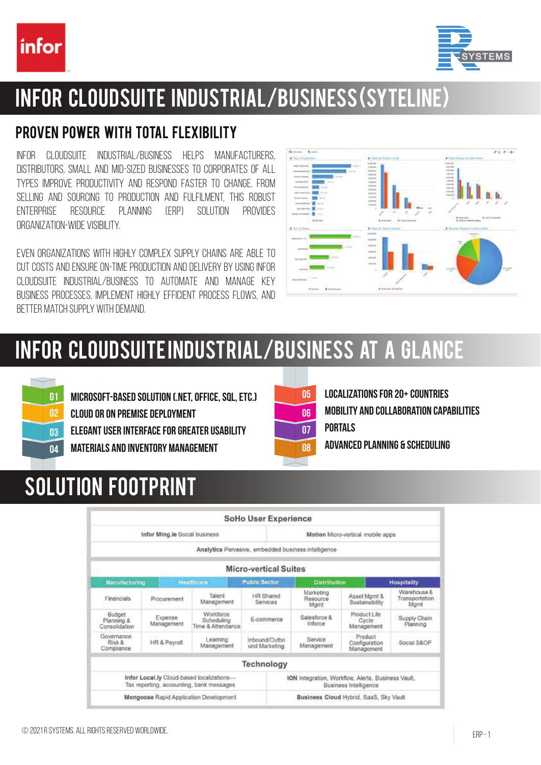# INFOR CLOUDSUITE INDUSTRIAL/BUSINESS (SYTELINE)

## PROVEN POWER WITH TOTAL FLEXIBILITY

INFOR CLOUDSUITE INDUSTRIAL/BUSINESS HELPS MANUFACTURERS, DISTRIBUTORS, SMALL AND MID-SIZED BUSINESSES TO CORPORATES OF ALL TYPES IMPROVE PRODUCTIVITY AND RESPOND FASTER TO CHANGE. FROM SELLING AND SOURCING TO PRODUCTION AND FULFILMENT, THIS ROBUST ENTERPRISE RESOURCE PLANNING (ERP) SOLUTION PROVIDES ORGANIZATION-WIDE VISIBILITY.

EVEN ORGANIZATIONS WITH HIGHLY COMPLEX SUPPLY CHAINS ARE ABLE TO CUT COSTS AND ENSURE ON-TIME PRODUCTION AND DELIVERY BY USING INFOR CLOUDSUITE INDUSTRIAL/BUSINESS TO AUTOMATE AND MANAGE KEY BUSINESS PROCESSES, IMPLEMENT HIGHLY EFFICIENT PROCESS FLOWS, AND BETTER MATCH SUPPLY WITH DEMAND.

# INFOR CLOUDSUITE INDUSTRIAL/BUSINESS AT A GLANCE

- 01 MICROSOFT-BASED SOLUTION (.NET, OFFICE, SQL, ETC.)
- 02 CLOUD OR ON PREMISE DEPLOYMENT
- 03 ELEGANT USER INTERFACE FOR GREATER USABILITY
- 04 MATERIALS AND INVENTORY MANAGEMENT
- 05 LOCALIZATIONS FOR 20+ COUNTRIES
- 06 MOBILITY AND COLLABORATION CAPABILITIES
- 07 PORTALS
- 08 ADVANCED PLANNING & SCHEDULING

# SOLUTION FOOTPRINT

**SoHo User Experience**

| | |
|---|---|
| **Infor Ming.le** Social business | **Motion** Micro-vertical mobile apps |

**Analytics** Pervasive, embedded business intelligence

**Micro-vertical Suites**

| Manufacturing | Healthcare | Public Sector | Distribution | | Hospitality | |
|---|---|---|---|---|---|---|
| Financials | Procurement | Talent Management | HR Shared Services | Marketing Resource Mgmt | Asset Mgmt & Sustainability | Warehouse & Transportation Mgmt |
| Budget Planning & Consolidation | Expense Management | Workforce Scheduling Time & Attendance | E-commerce | Salesforce & Inforce | Product Life Cycle Management | Supply Chain Planning |
| Governance Risk & Compliance | HR & Payroll | Learning Management | Inbound/Outbound Marketing | Service Management | Product Configuration Management | Social S&OP |

**Technology**

| | |
|---|---|
| **Infor Local.ly** Cloud-based localizations—Tax reporting, accounting, bank messages | **ION** Integration, Workflow, Alerts, Business Vault, Business Intelligence |
| **Mongoose** Rapid Application Development | **Business Cloud** Hybrid, SaaS, Sky Vault |

© 2021 R SYSTEMS. ALL RIGHTS RESERVED WORLDWIDE.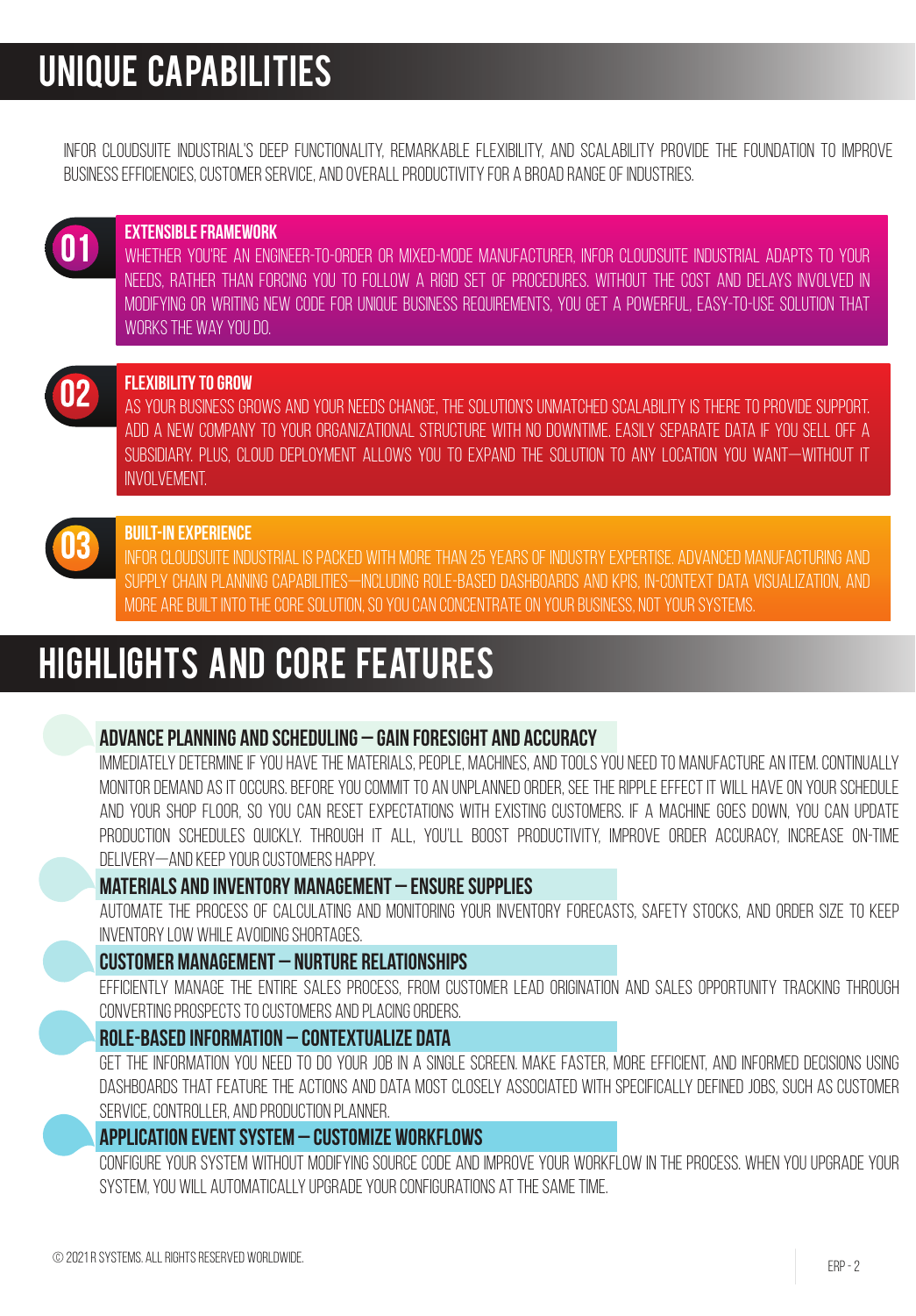# UNIQUE CAPABILITIES

INFOR CLOUDSUITE INDUSTRIAL'S DEEP FUNCTIONALITY, REMARKABLE FLEXIBILITY, AND SCALABILITY PROVIDE THE FOUNDATION TO IMPROVE BUSINESS EFFICIENCIES, CUSTOMER SERVICE, AND OVERALL PRODUCTIVITY FOR A BROAD RANGE OF INDUSTRIES.

### 01 EXTENSIBLE FRAMEWORK

WHETHER YOU'RE AN ENGINEER-TO-ORDER OR MIXED-MODE MANUFACTURER, INFOR CLOUDSUITE INDUSTRIAL ADAPTS TO YOUR NEEDS, RATHER THAN FORCING YOU TO FOLLOW A RIGID SET OF PROCEDURES. WITHOUT THE COST AND DELAYS INVOLVED IN MODIFYING OR WRITING NEW CODE FOR UNIQUE BUSINESS REQUIREMENTS, YOU GET A POWERFUL, EASY-TO-USE SOLUTION THAT WORKS THE WAY YOU DO.

### 02 FLEXIBILITY TO GROW

AS YOUR BUSINESS GROWS AND YOUR NEEDS CHANGE, THE SOLUTION'S UNMATCHED SCALABILITY IS THERE TO PROVIDE SUPPORT. ADD A NEW COMPANY TO YOUR ORGANIZATIONAL STRUCTURE WITH NO DOWNTIME. EASILY SEPARATE DATA IF YOU SELL OFF A SUBSIDIARY. PLUS, CLOUD DEPLOYMENT ALLOWS YOU TO EXPAND THE SOLUTION TO ANY LOCATION YOU WANT—WITHOUT IT INVOLVEMENT.

### 03 BUILT-IN EXPERIENCE

INFOR CLOUDSUITE INDUSTRIAL IS PACKED WITH MORE THAN 25 YEARS OF INDUSTRY EXPERTISE. ADVANCED MANUFACTURING AND SUPPLY CHAIN PLANNING CAPABILITIES—INCLUDING ROLE-BASED DASHBOARDS AND KPIS, IN-CONTEXT DATA VISUALIZATION, AND MORE ARE BUILT INTO THE CORE SOLUTION, SO YOU CAN CONCENTRATE ON YOUR BUSINESS, NOT YOUR SYSTEMS.

# HIGHLIGHTS AND CORE FEATURES

### ADVANCE PLANNING AND SCHEDULING – GAIN FORESIGHT AND ACCURACY

IMMEDIATELY DETERMINE IF YOU HAVE THE MATERIALS, PEOPLE, MACHINES, AND TOOLS YOU NEED TO MANUFACTURE AN ITEM. CONTINUALLY MONITOR DEMAND AS IT OCCURS. BEFORE YOU COMMIT TO AN UNPLANNED ORDER, SEE THE RIPPLE EFFECT IT WILL HAVE ON YOUR SCHEDULE AND YOUR SHOP FLOOR, SO YOU CAN RESET EXPECTATIONS WITH EXISTING CUSTOMERS. IF A MACHINE GOES DOWN, YOU CAN UPDATE PRODUCTION SCHEDULES QUICKLY. THROUGH IT ALL, YOU'LL BOOST PRODUCTIVITY, IMPROVE ORDER ACCURACY, INCREASE ON-TIME DELIVERY—AND KEEP YOUR CUSTOMERS HAPPY.

### MATERIALS AND INVENTORY MANAGEMENT – ENSURE SUPPLIES

AUTOMATE THE PROCESS OF CALCULATING AND MONITORING YOUR INVENTORY FORECASTS, SAFETY STOCKS, AND ORDER SIZE TO KEEP INVENTORY LOW WHILE AVOIDING SHORTAGES.

### CUSTOMER MANAGEMENT – NURTURE RELATIONSHIPS

EFFICIENTLY MANAGE THE ENTIRE SALES PROCESS, FROM CUSTOMER LEAD ORIGINATION AND SALES OPPORTUNITY TRACKING THROUGH CONVERTING PROSPECTS TO CUSTOMERS AND PLACING ORDERS.

### ROLE-BASED INFORMATION – CONTEXTUALIZE DATA

GET THE INFORMATION YOU NEED TO DO YOUR JOB IN A SINGLE SCREEN. MAKE FASTER, MORE EFFICIENT, AND INFORMED DECISIONS USING DASHBOARDS THAT FEATURE THE ACTIONS AND DATA MOST CLOSELY ASSOCIATED WITH SPECIFICALLY DEFINED JOBS, SUCH AS CUSTOMER SERVICE, CONTROLLER, AND PRODUCTION PLANNER.

### APPLICATION EVENT SYSTEM – CUSTOMIZE WORKFLOWS

CONFIGURE YOUR SYSTEM WITHOUT MODIFYING SOURCE CODE AND IMPROVE YOUR WORKFLOW IN THE PROCESS. WHEN YOU UPGRADE YOUR SYSTEM, YOU WILL AUTOMATICALLY UPGRADE YOUR CONFIGURATIONS AT THE SAME TIME.

© 2021 R SYSTEMS. ALL RIGHTS RESERVED WORLDWIDE.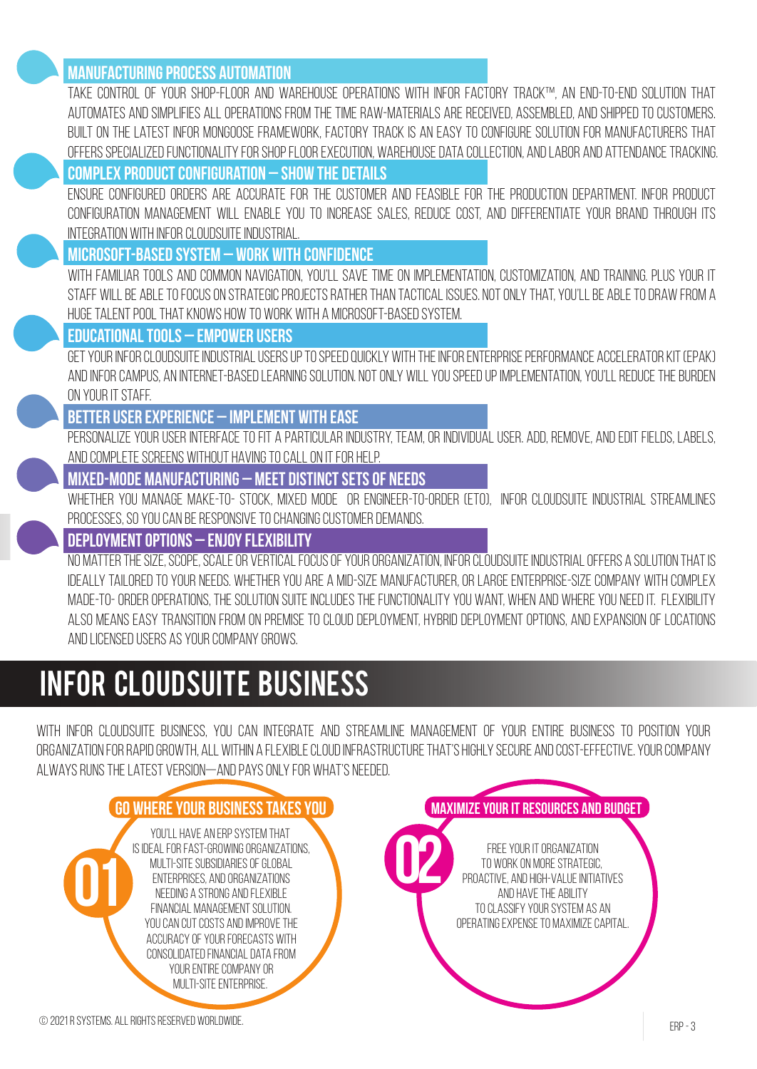### MANUFACTURING PROCESS AUTOMATION

TAKE CONTROL OF YOUR SHOP-FLOOR AND WAREHOUSE OPERATIONS WITH INFOR FACTORY TRACK™, AN END-TO-END SOLUTION THAT AUTOMATES AND SIMPLIFIES ALL OPERATIONS FROM THE TIME RAW-MATERIALS ARE RECEIVED, ASSEMBLED, AND SHIPPED TO CUSTOMERS. BUILT ON THE LATEST INFOR MONGOOSE FRAMEWORK, FACTORY TRACK IS AN EASY TO CONFIGURE SOLUTION FOR MANUFACTURERS THAT OFFERS SPECIALIZED FUNCTIONALITY FOR SHOP FLOOR EXECUTION, WAREHOUSE DATA COLLECTION, AND LABOR AND ATTENDANCE TRACKING.

### COMPLEX PRODUCT CONFIGURATION – SHOW THE DETAILS

ENSURE CONFIGURED ORDERS ARE ACCURATE FOR THE CUSTOMER AND FEASIBLE FOR THE PRODUCTION DEPARTMENT. INFOR PRODUCT CONFIGURATION MANAGEMENT WILL ENABLE YOU TO INCREASE SALES, REDUCE COST, AND DIFFERENTIATE YOUR BRAND THROUGH ITS INTEGRATION WITH INFOR CLOUDSUITE INDUSTRIAL.

### MICROSOFT-BASED SYSTEM – WORK WITH CONFIDENCE

WITH FAMILIAR TOOLS AND COMMON NAVIGATION, YOU'LL SAVE TIME ON IMPLEMENTATION, CUSTOMIZATION, AND TRAINING. PLUS YOUR IT STAFF WILL BE ABLE TO FOCUS ON STRATEGIC PROJECTS RATHER THAN TACTICAL ISSUES. NOT ONLY THAT, YOU'LL BE ABLE TO DRAW FROM A HUGE TALENT POOL THAT KNOWS HOW TO WORK WITH A MICROSOFT-BASED SYSTEM.

### EDUCATIONAL TOOLS – EMPOWER USERS

GET YOUR INFOR CLOUDSUITE INDUSTRIAL USERS UP TO SPEED QUICKLY WITH THE INFOR ENTERPRISE PERFORMANCE ACCELERATOR KIT (EPAK) AND INFOR CAMPUS, AN INTERNET-BASED LEARNING SOLUTION. NOT ONLY WILL YOU SPEED UP IMPLEMENTATION, YOU'LL REDUCE THE BURDEN ON YOUR IT STAFF.

### BETTER USER EXPERIENCE – IMPLEMENT WITH EASE

PERSONALIZE YOUR USER INTERFACE TO FIT A PARTICULAR INDUSTRY, TEAM, OR INDIVIDUAL USER. ADD, REMOVE, AND EDIT FIELDS, LABELS, AND COMPLETE SCREENS WITHOUT HAVING TO CALL ON IT FOR HELP.

### MIXED-MODE MANUFACTURING – MEET DISTINCT SETS OF NEEDS

WHETHER YOU MANAGE MAKE-TO- STOCK, MIXED MODE OR ENGINEER-TO-ORDER (ETO), INFOR CLOUDSUITE INDUSTRIAL STREAMLINES PROCESSES, SO YOU CAN BE RESPONSIVE TO CHANGING CUSTOMER DEMANDS.

### DEPLOYMENT OPTIONS – ENJOY FLEXIBILITY

NO MATTER THE SIZE, SCOPE, SCALE OR VERTICAL FOCUS OF YOUR ORGANIZATION, INFOR CLOUDSUITE INDUSTRIAL OFFERS A SOLUTION THAT IS IDEALLY TAILORED TO YOUR NEEDS. WHETHER YOU ARE A MID-SIZE MANUFACTURER, OR LARGE ENTERPRISE-SIZE COMPANY WITH COMPLEX MADE-TO- ORDER OPERATIONS, THE SOLUTION SUITE INCLUDES THE FUNCTIONALITY YOU WANT, WHEN AND WHERE YOU NEED IT. FLEXIBILITY ALSO MEANS EASY TRANSITION FROM ON PREMISE TO CLOUD DEPLOYMENT, HYBRID DEPLOYMENT OPTIONS, AND EXPANSION OF LOCATIONS AND LICENSED USERS AS YOUR COMPANY GROWS.

## INFOR CLOUDSUITE BUSINESS

WITH INFOR CLOUDSUITE BUSINESS, YOU CAN INTEGRATE AND STREAMLINE MANAGEMENT OF YOUR ENTIRE BUSINESS TO POSITION YOUR ORGANIZATION FOR RAPID GROWTH, ALL WITHIN A FLEXIBLE CLOUD INFRASTRUCTURE THAT'S HIGHLY SECURE AND COST-EFFECTIVE. YOUR COMPANY ALWAYS RUNS THE LATEST VERSION—AND PAYS ONLY FOR WHAT'S NEEDED.

### 01 GO WHERE YOUR BUSINESS TAKES YOU

YOU'LL HAVE AN ERP SYSTEM THAT IS IDEAL FOR FAST-GROWING ORGANIZATIONS, MULTI-SITE SUBSIDIARIES OF GLOBAL ENTERPRISES, AND ORGANIZATIONS NEEDING A STRONG AND FLEXIBLE FINANCIAL MANAGEMENT SOLUTION. YOU CAN CUT COSTS AND IMPROVE THE ACCURACY OF YOUR FORECASTS WITH CONSOLIDATED FINANCIAL DATA FROM YOUR ENTIRE COMPANY OR MULTI-SITE ENTERPRISE.

### 02 MAXIMIZE YOUR IT RESOURCES AND BUDGET

FREE YOUR IT ORGANIZATION TO WORK ON MORE STRATEGIC, PROACTIVE, AND HIGH-VALUE INITIATIVES AND HAVE THE ABILITY TO CLASSIFY YOUR SYSTEM AS AN OPERATING EXPENSE TO MAXIMIZE CAPITAL.

© 2021 R SYSTEMS. ALL RIGHTS RESERVED WORLDWIDE.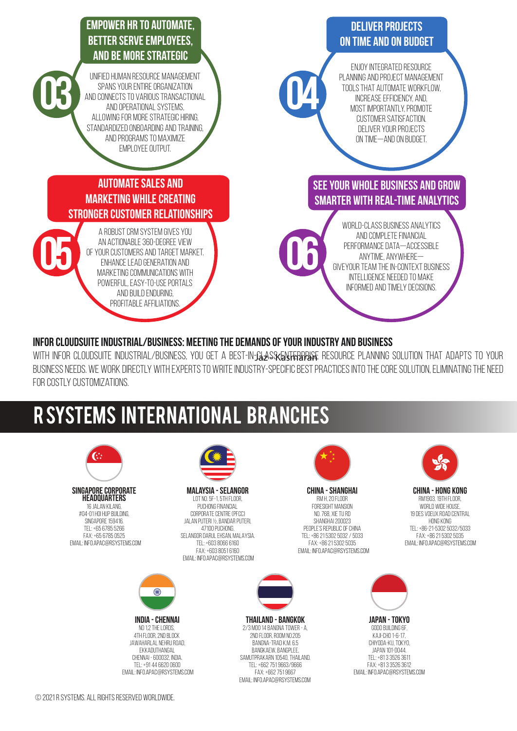## 03 EMPOWER HR TO AUTOMATE, BETTER SERVE EMPLOYEES, AND BE MORE STRATEGIC

UNIFIED HUMAN RESOURCE MANAGEMENT SPANS YOUR ENTIRE ORGANIZATION AND CONNECTS TO VARIOUS TRANSACTIONAL AND OPERATIONAL SYSTEMS, ALLOWING FOR MORE STRATEGIC HIRING, STANDARDIZED ONBOARDING AND TRAINING, AND PROGRAMS TO MAXIMIZE EMPLOYEE OUTPUT.

## 04 DELIVER PROJECTS ON TIME AND ON BUDGET

ENJOY INTEGRATED RESOURCE PLANNING AND PROJECT MANAGEMENT TOOLS THAT AUTOMATE WORKFLOW, INCREASE EFFICIENCY, AND, MOST IMPORTANTLY, PROMOTE CUSTOMER SATISFACTION. DELIVER YOUR PROJECTS ON TIME—AND ON BUDGET.

## 05 AUTOMATE SALES AND MARKETING WHILE CREATING STRONGER CUSTOMER RELATIONSHIPS

A ROBUST CRM SYSTEM GIVES YOU AN ACTIONABLE 360-DEGREE VIEW OF YOUR CUSTOMERS AND TARGET MARKET. ENHANCE LEAD GENERATION AND MARKETING COMMUNICATIONS WITH POWERFUL, EASY-TO-USE PORTALS AND BUILD ENDURING, PROFITABLE AFFILIATIONS.

## 06 SEE YOUR WHOLE BUSINESS AND GROW SMARTER WITH REAL-TIME ANALYTICS

WORLD-CLASS BUSINESS ANALYTICS AND COMPLETE FINANCIAL PERFORMANCE DATA—ACCESSIBLE ANYTIME, ANYWHERE—GIVEYOUR TEAM THE IN-CONTEXT BUSINESS INTELLIGENCE NEEDED TO MAKE INFORMED AND TIMELY DECISIONS.

### INFOR CLOUDSUITE INDUSTRIAL/BUSINESS: MEETING THE DEMANDS OF YOUR INDUSTRY AND BUSINESS

WITH INFOR CLOUDSUITE INDUSTRIAL/BUSINESS, YOU GET A BEST-IN-CLASS ENTERPRISE RESOURCE PLANNING SOLUTION THAT ADAPTS TO YOUR BUSINESS NEEDS. WE WORK DIRECTLY WITH EXPERTS TO WRITE INDUSTRY-SPECIFIC BEST PRACTICES INTO THE CORE SOLUTION, ELIMINATING THE NEED FOR COSTLY CUSTOMIZATIONS.

Jaz - Kasmaran

# R SYSTEMS INTERNATIONAL BRANCHES

**SINGAPORE CORPORATE HEADQUARTERS**
16 JALAN KILANG,
#04-01 HOI HUP BUILDING,
SINGAPORE 159416.
TEL: +65 6785 5266
FAX: +65 6785 0525
EMAIL: INFO.APAC@RSYSTEMS.COM

**MALAYSIA - SELANGOR**
LOT NO. 5F-1, 5TH FLOOR,
PUCHONG FINANCIAL
CORPORATE CENTRE (PFCC)
JALAN PUTERI ½, BANDAR PUTERI,
47100 PUCHONG,
SELANGOR DARUL EHSAN, MALAYSIA.
TEL: +603 8066 6160
FAX: +603 8051 6160
EMAIL: INFO.APAC@RSYSTEMS.COM

**CHINA - SHANGHAI**
RM H, 20 FLOOR
FORESIGHT MANSION
NO. 768, XIE TU RD
SHANGHAI 200023
PEOPLE'S REPUBLIC OF CHINA
TEL: +86 21 5302 5032 / 5033
FAX: +86 21 5302 5035
EMAIL: INFO.APAC@RSYSTEMS.COM

**CHINA - HONG KONG**
RM1903, 19TH FLOOR,
WORLD WIDE HOUSE,
19 DES VOEUX ROAD CENTRAL
HONG KONG
TEL: +86-21-5302 5032/5033
FAX: +86 21 5302 5035
EMAIL: INFO.APAC@RSYSTEMS.COM

**INDIA - CHENNAI**
NO 1,2 THE LORDS,
4TH FLOOR, 2ND BLOCK
JAWAHARLAL NEHRU ROAD,
EKKADUTHANGAL
CHENNAI - 600032, INDIA.
TEL: +91 44 6620 0600
EMAIL: INFO.APAC@RSYSTEMS.COM

**THAILAND - BANGKOK**
2/3 MOO 14 BANGNA TOWER - A,
2ND FLOOR, ROOM NO.205
BANGNA-TRAD K.M. 6.5
BANGKAEW, BANGPLEE,
SAMUTPRAKARN 10540, THAILAND.
TEL: +662 751 9663/9666
FAX: +662 751 9667
EMAIL: INFO.APAC@RSYSTEMS.COM

**JAPAN - TOKYO**
GODO BUILDING 6F,
KAJI-CHO 1-6-17,
CHIYODA-KU, TOKYO,
JAPAN 101-0044.
TEL: +81 3 3526 3611
FAX: +81 3 3526 3612
EMAIL: INFO.APAC@RSYSTEMS.COM

© 2021 R SYSTEMS. ALL RIGHTS RESERVED WORLDWIDE.